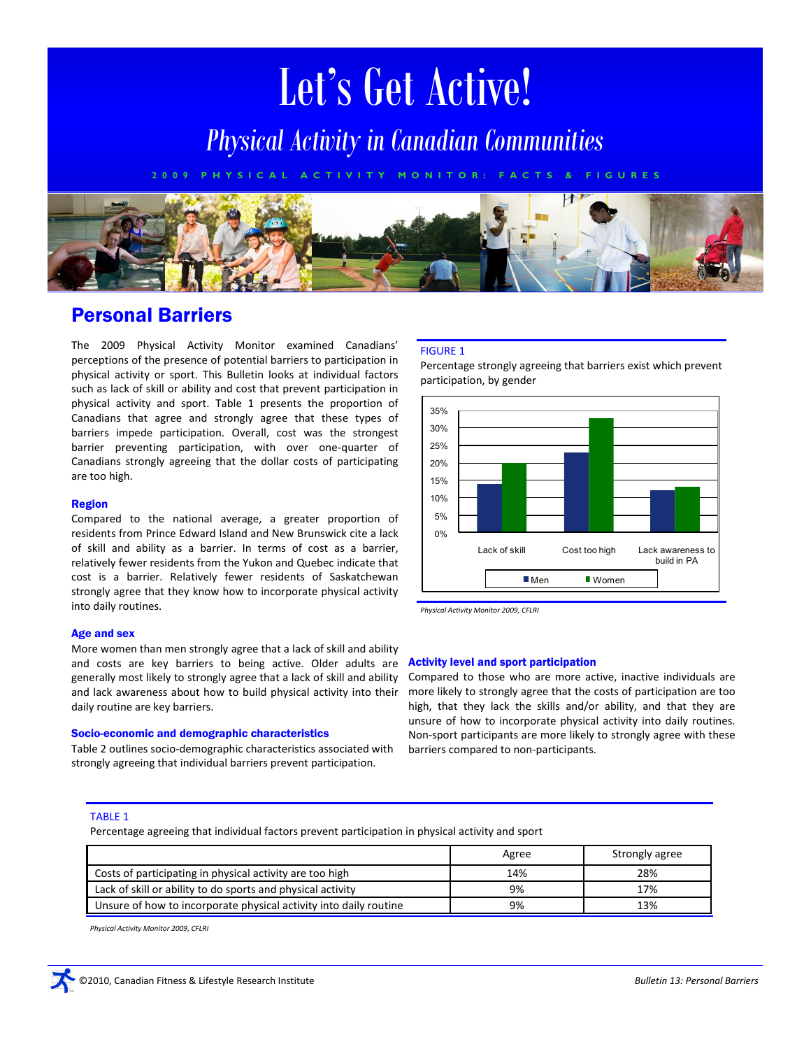# Let's Get Active!

## Physical Activity in Canadian Communities

2009 PHYSICAL ACTIVITY MONITOR: FACTS & FIGURES

## Personal Barriers

The 2009 Physical Activity Monitor examined Canadians' perceptions of the presence of potential barriers to participation in physical activity or sport. This Bulletin looks at individual factors such as lack of skill or ability and cost that prevent participation in physical activity and sport. Table 1 presents the proportion of Canadians that agree and strongly agree that these types of barriers impede participation. Overall, cost was the strongest barrier preventing participation, with over one-quarter of Canadians strongly agreeing that the dollar costs of participating are too high.

### Region

Compared to the national average, a greater proportion of residents from Prince Edward Island and New Brunswick cite a lack of skill and ability as a barrier. In terms of cost as a barrier, relatively fewer residents from the Yukon and Quebec indicate that cost is a barrier. Relatively fewer residents of Saskatchewan strongly agree that they know how to incorporate physical activity into daily routines.

### Age and sex

More women than men strongly agree that a lack of skill and ability and costs are key barriers to being active. Older adults are generally most likely to strongly agree that a lack of skill and ability and lack awareness about how to build physical activity into their daily routine are key barriers.

### Socio-economic and demographic characteristics

Table 2 outlines socio-demographic characteristics associated with strongly agreeing that individual barriers prevent participation.

FIGURE 1

Percentage strongly agreeing that barriers exist which prevent participation, by gender

*Physical Activity Monitor 2009, CFLRI*

### Activity level and sport participation

Compared to those who are more active, inactive individuals are more likely to strongly agree that the costs of participation are too high, that they lack the skills and/or ability, and that they are unsure of how to incorporate physical activity into daily routines. Non-sport participants are more likely to strongly agree with these barriers compared to non-participants.

TABLE 1

Percentage agreeing that individual factors prevent participation in physical activity and sport

| | Agree | Strongly agree |
|---|---|---|
| Costs of participating in physical activity are too high | 14% | 28% |
| Lack of skill or ability to do sports and physical activity | 9% | 17% |
| Unsure of how to incorporate physical activity into daily routine | 9% | 13% |

*Physical Activity Monitor 2009, CFLRI*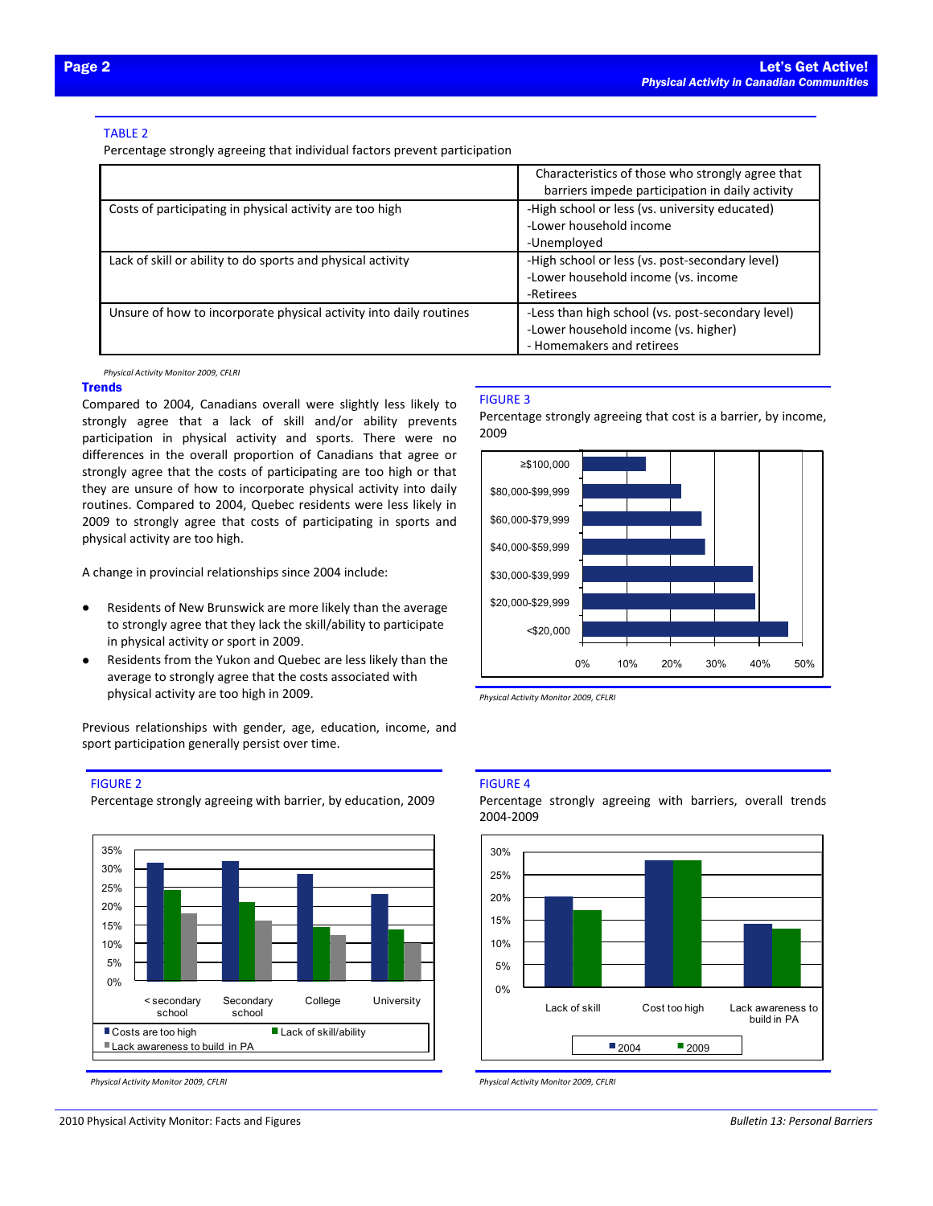TABLE 2

Percentage strongly agreeing that individual factors prevent participation

| | Characteristics of those who strongly agree that barriers impede participation in daily activity |
|---|---|
| Costs of participating in physical activity are too high | -High school or less (vs. university educated)<br>-Lower household income<br>-Unemployed |
| Lack of skill or ability to do sports and physical activity | -High school or less (vs. post-secondary level)<br>-Lower household income (vs. income<br>-Retirees |
| Unsure of how to incorporate physical activity into daily routines | -Less than high school (vs. post-secondary level)<br>-Lower household income (vs. higher)<br>- Homemakers and retirees |

*Physical Activity Monitor 2009, CFLRI*

## Trends

Compared to 2004, Canadians overall were slightly less likely to strongly agree that a lack of skill and/or ability prevents participation in physical activity and sports. There were no differences in the overall proportion of Canadians that agree or strongly agree that the costs of participating are too high or that they are unsure of how to incorporate physical activity into daily routines. Compared to 2004, Quebec residents were less likely in 2009 to strongly agree that costs of participating in sports and physical activity are too high.

A change in provincial relationships since 2004 include:

- Residents of New Brunswick are more likely than the average to strongly agree that they lack the skill/ability to participate in physical activity or sport in 2009.
- Residents from the Yukon and Quebec are less likely than the average to strongly agree that the costs associated with physical activity are too high in 2009.

Previous relationships with gender, age, education, income, and sport participation generally persist over time.

FIGURE 3

Percentage strongly agreeing that cost is a barrier, by income, 2009

*Physical Activity Monitor 2009, CFLRI*

FIGURE 2

Percentage strongly agreeing with barrier, by education, 2009

*Physical Activity Monitor 2009, CFLRI*

FIGURE 4

Percentage strongly agreeing with barriers, overall trends 2004-2009

*Physical Activity Monitor 2009, CFLRI*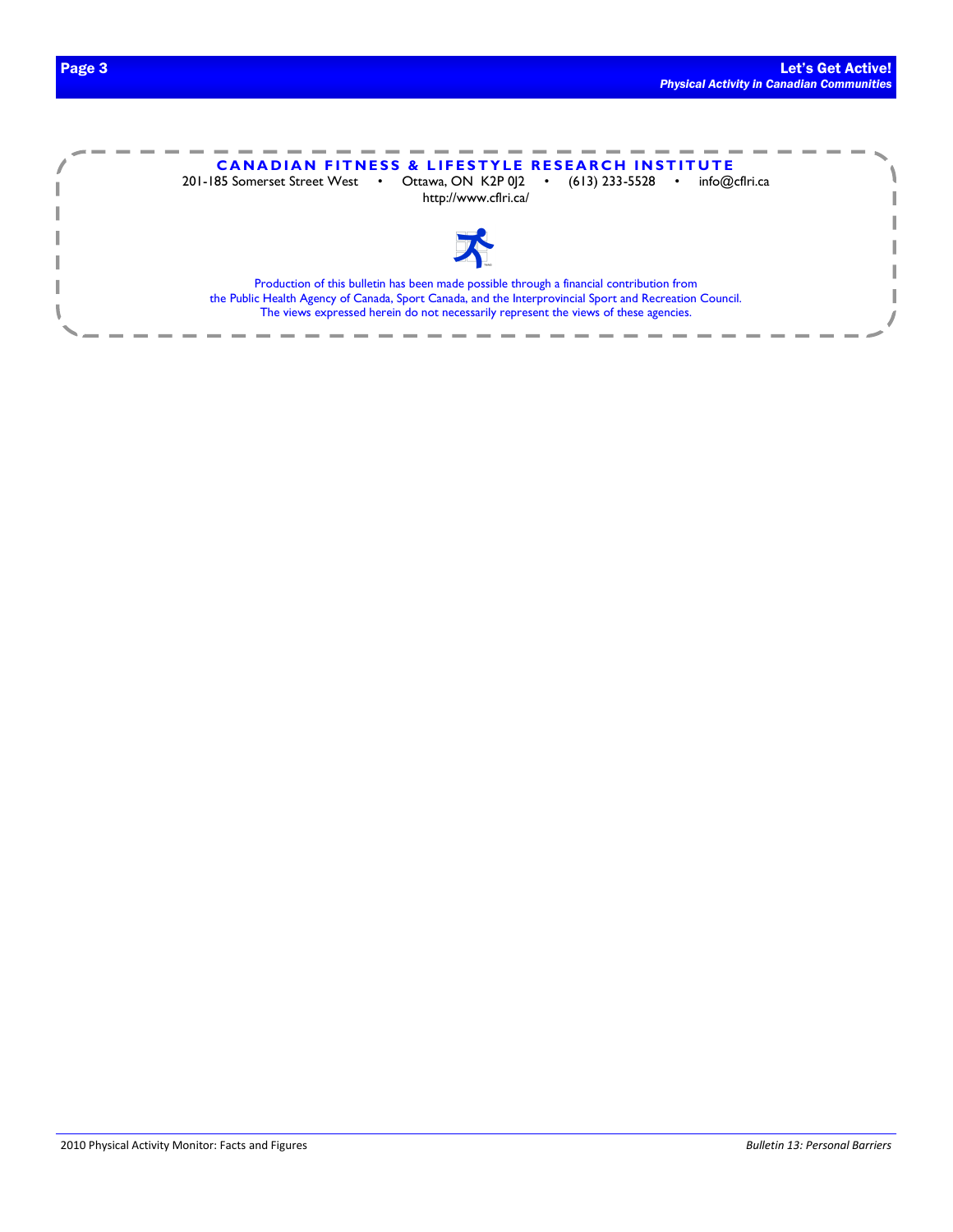**CANADIAN FITNESS & LIFESTYLE RESEARCH INSTITUTE**

201-185 Somerset Street West • Ottawa, ON K2P 0J2 • (613) 233-5528 • info@cflri.ca

http://www.cflri.ca/

Production of this bulletin has been made possible through a financial contribution from the Public Health Agency of Canada, Sport Canada, and the Interprovincial Sport and Recreation Council. The views expressed herein do not necessarily represent the views of these agencies.